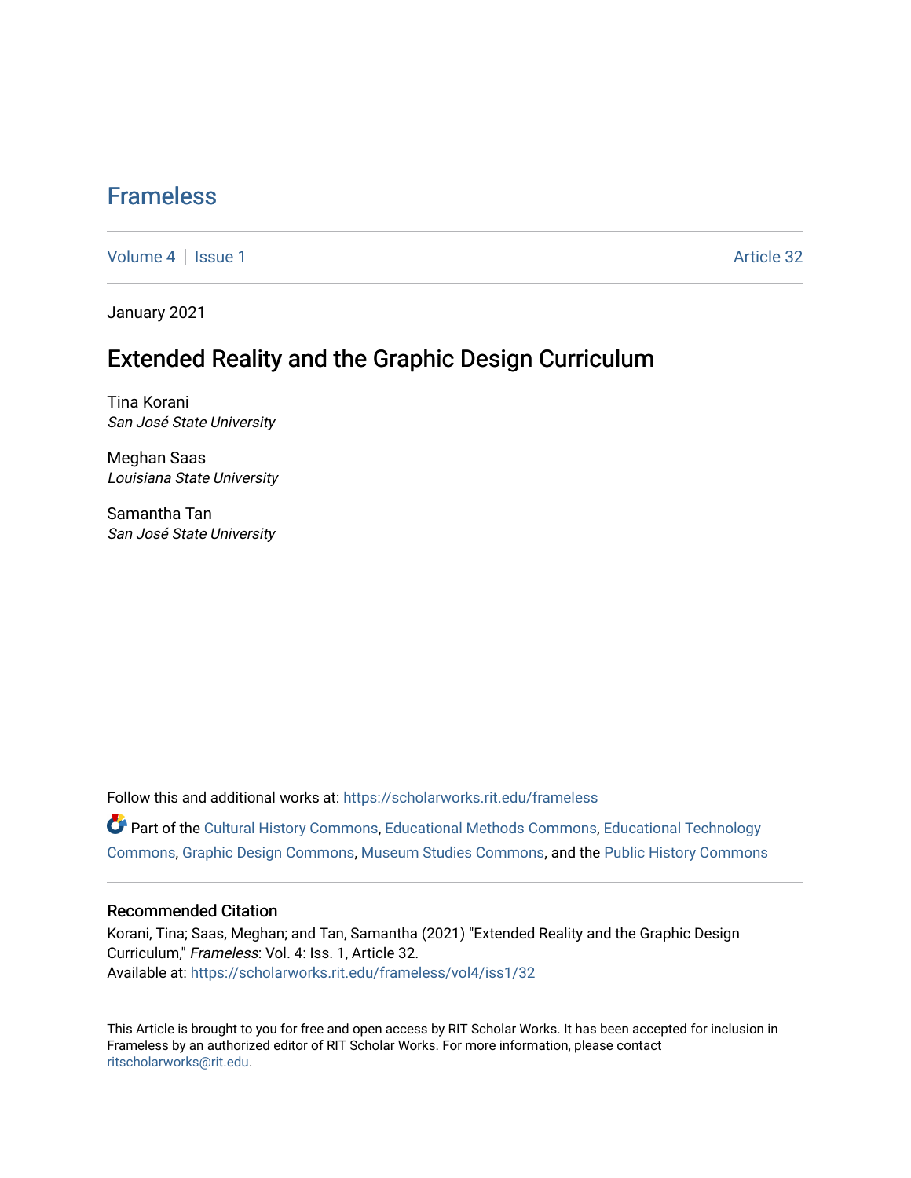# Frameless

Volume 4 | Issue 1 | Article 32

January 2021

## Extended Reality and the Graphic Design Curriculum

Tina Korani
*San José State University*

Meghan Saas
*Louisiana State University*

Samantha Tan
*San José State University*

Follow this and additional works at: https://scholarworks.rit.edu/frameless

Part of the Cultural History Commons, Educational Methods Commons, Educational Technology Commons, Graphic Design Commons, Museum Studies Commons, and the Public History Commons

### Recommended Citation

Korani, Tina; Saas, Meghan; and Tan, Samantha (2021) "Extended Reality and the Graphic Design Curriculum," *Frameless*: Vol. 4: Iss. 1, Article 32.
Available at: https://scholarworks.rit.edu/frameless/vol4/iss1/32

This Article is brought to you for free and open access by RIT Scholar Works. It has been accepted for inclusion in Frameless by an authorized editor of RIT Scholar Works. For more information, please contact ritscholarworks@rit.edu.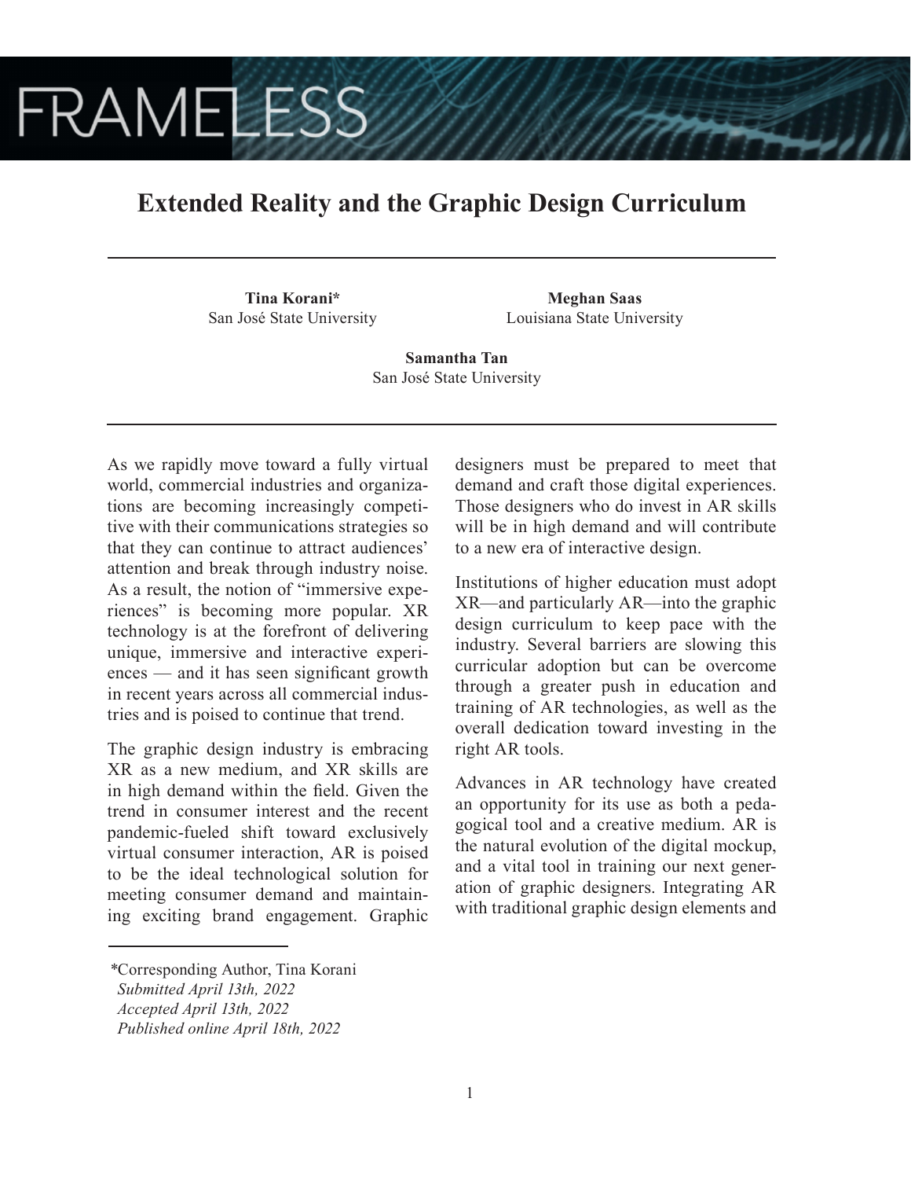# Extended Reality and the Graphic Design Curriculum

**Tina Korani***
San José State University

**Meghan Saas**
Louisiana State University

**Samantha Tan**
San José State University

As we rapidly move toward a fully virtual world, commercial industries and organizations are becoming increasingly competitive with their communications strategies so that they can continue to attract audiences' attention and break through industry noise. As a result, the notion of "immersive experiences" is becoming more popular. XR technology is at the forefront of delivering unique, immersive and interactive experiences — and it has seen significant growth in recent years across all commercial industries and is poised to continue that trend.

The graphic design industry is embracing XR as a new medium, and XR skills are in high demand within the field. Given the trend in consumer interest and the recent pandemic-fueled shift toward exclusively virtual consumer interaction, AR is poised to be the ideal technological solution for meeting consumer demand and maintaining exciting brand engagement. Graphic designers must be prepared to meet that demand and craft those digital experiences. Those designers who do invest in AR skills will be in high demand and will contribute to a new era of interactive design.

Institutions of higher education must adopt XR—and particularly AR—into the graphic design curriculum to keep pace with the industry. Several barriers are slowing this curricular adoption but can be overcome through a greater push in education and training of AR technologies, as well as the overall dedication toward investing in the right AR tools.

Advances in AR technology have created an opportunity for its use as both a pedagogical tool and a creative medium. AR is the natural evolution of the digital mockup, and a vital tool in training our next generation of graphic designers. Integrating AR with traditional graphic design elements and

*Corresponding Author, Tina Korani
*Submitted April 13th, 2022*
*Accepted April 13th, 2022*
*Published online April 18th, 2022*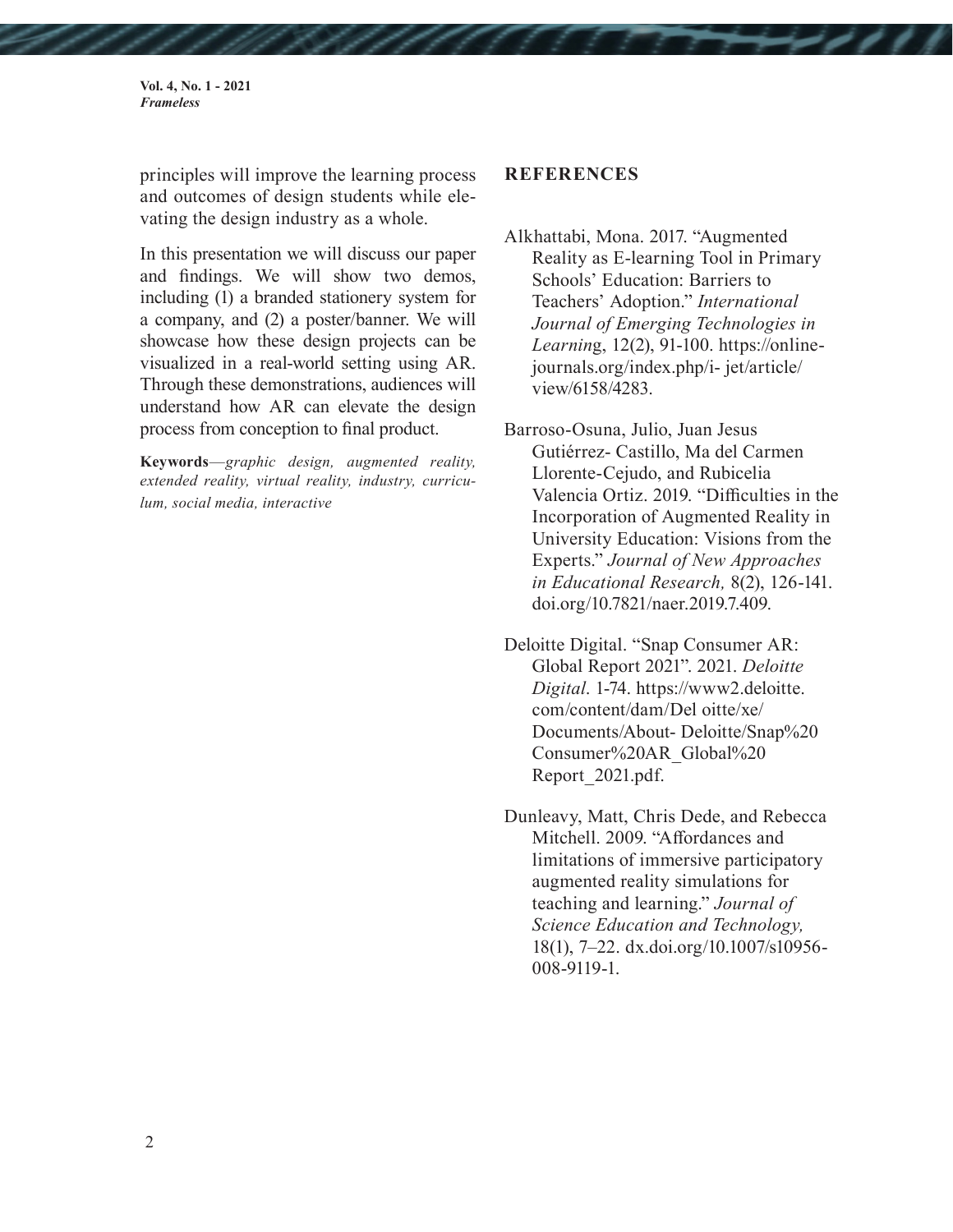principles will improve the learning process and outcomes of design students while elevating the design industry as a whole.

In this presentation we will discuss our paper and findings. We will show two demos, including (1) a branded stationery system for a company, and (2) a poster/banner. We will showcase how these design projects can be visualized in a real-world setting using AR. Through these demonstrations, audiences will understand how AR can elevate the design process from conception to final product.

**Keywords**—*graphic design, augmented reality, extended reality, virtual reality, industry, curriculum, social media, interactive*

## REFERENCES

Alkhattabi, Mona. 2017. "Augmented Reality as E-learning Tool in Primary Schools' Education: Barriers to Teachers' Adoption." *International Journal of Emerging Technologies in Learning*, 12(2), 91-100. https://online-journals.org/index.php/i- jet/article/view/6158/4283.

Barroso-Osuna, Julio, Juan Jesus Gutiérrez- Castillo, Ma del Carmen Llorente-Cejudo, and Rubicelia Valencia Ortiz. 2019. "Difficulties in the Incorporation of Augmented Reality in University Education: Visions from the Experts." *Journal of New Approaches in Educational Research,* 8(2), 126-141. doi.org/10.7821/naer.2019.7.409.

Deloitte Digital. "Snap Consumer AR: Global Report 2021". 2021. *Deloitte Digital*. 1-74. https://www2.deloitte.com/content/dam/Del oitte/xe/Documents/About- Deloitte/Snap%20 Consumer%20AR_Global%20 Report_2021.pdf.

Dunleavy, Matt, Chris Dede, and Rebecca Mitchell. 2009. "Affordances and limitations of immersive participatory augmented reality simulations for teaching and learning." *Journal of Science Education and Technology,* 18(1), 7–22. dx.doi.org/10.1007/s10956-008-9119-1.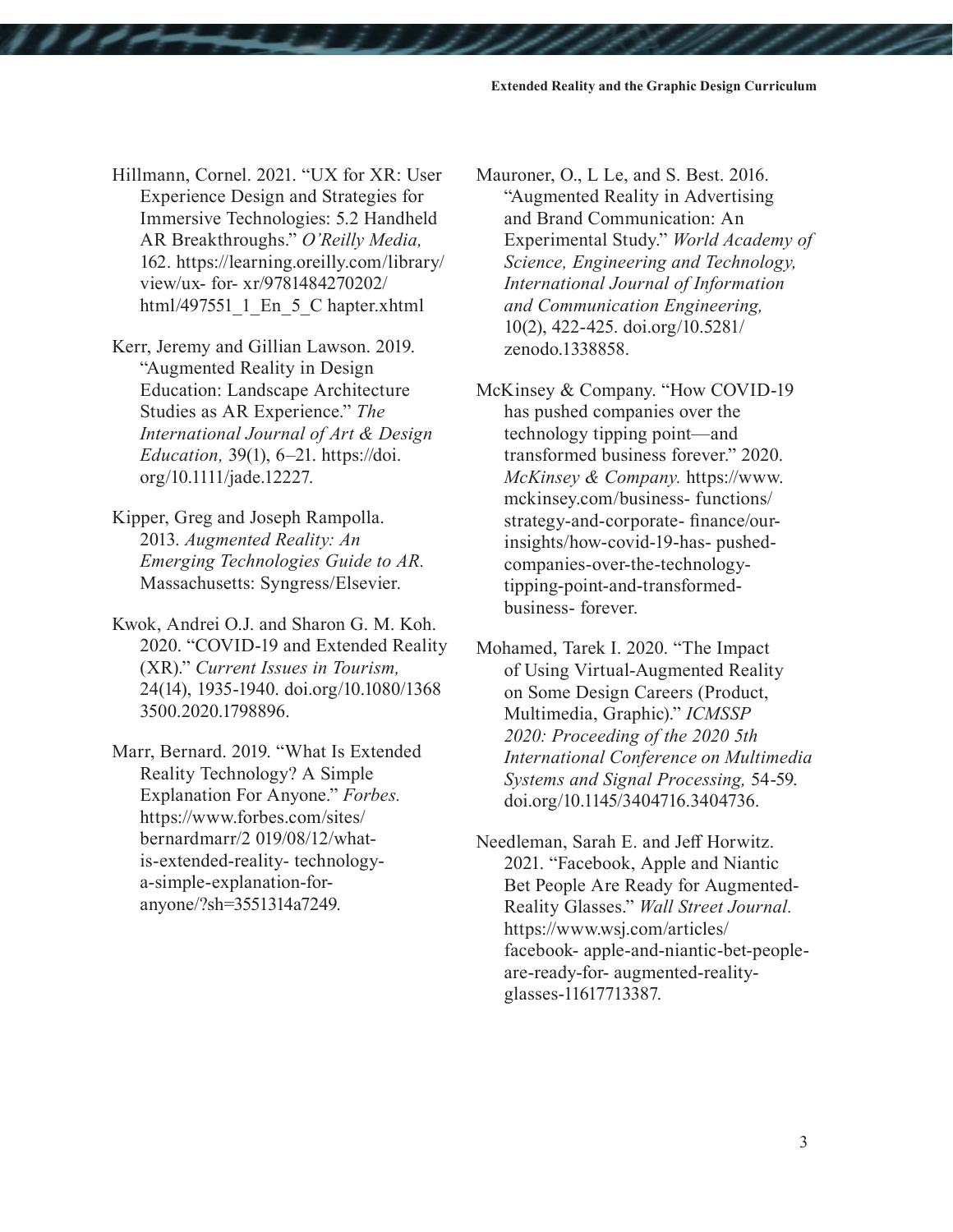Hillmann, Cornel. 2021. "UX for XR: User Experience Design and Strategies for Immersive Technologies: 5.2 Handheld AR Breakthroughs." *O'Reilly Media,* 162. https://learning.oreilly.com/library/view/ux- for- xr/9781484270202/html/497551_1_En_5_C hapter.xhtml

Kerr, Jeremy and Gillian Lawson. 2019. "Augmented Reality in Design Education: Landscape Architecture Studies as AR Experience." *The International Journal of Art & Design Education,* 39(1), 6–21. https://doi.org/10.1111/jade.12227.

Kipper, Greg and Joseph Rampolla. 2013. *Augmented Reality: An Emerging Technologies Guide to AR.* Massachusetts: Syngress/Elsevier.

Kwok, Andrei O.J. and Sharon G. M. Koh. 2020. "COVID-19 and Extended Reality (XR)." *Current Issues in Tourism,* 24(14), 1935-1940. doi.org/10.1080/13683500.2020.1798896.

Marr, Bernard. 2019. "What Is Extended Reality Technology? A Simple Explanation For Anyone." *Forbes.* https://www.forbes.com/sites/bernardmarr/2 019/08/12/what-is-extended-reality- technology-a-simple-explanation-for-anyone/?sh=3551314a7249.

Mauroner, O., L Le, and S. Best. 2016. "Augmented Reality in Advertising and Brand Communication: An Experimental Study." *World Academy of Science, Engineering and Technology, International Journal of Information and Communication Engineering,* 10(2), 422-425. doi.org/10.5281/zenodo.1338858.

McKinsey & Company. "How COVID-19 has pushed companies over the technology tipping point—and transformed business forever." 2020. *McKinsey & Company.* https://www.mckinsey.com/business- functions/strategy-and-corporate- finance/our-insights/how-covid-19-has- pushed-companies-over-the-technology-tipping-point-and-transformed-business- forever.

Mohamed, Tarek I. 2020. "The Impact of Using Virtual-Augmented Reality on Some Design Careers (Product, Multimedia, Graphic)." *ICMSSP 2020: Proceeding of the 2020 5th International Conference on Multimedia Systems and Signal Processing,* 54-59. doi.org/10.1145/3404716.3404736.

Needleman, Sarah E. and Jeff Horwitz. 2021. "Facebook, Apple and Niantic Bet People Are Ready for Augmented-Reality Glasses." *Wall Street Journal.* https://www.wsj.com/articles/facebook- apple-and-niantic-bet-people-are-ready-for- augmented-reality-glasses-11617713387.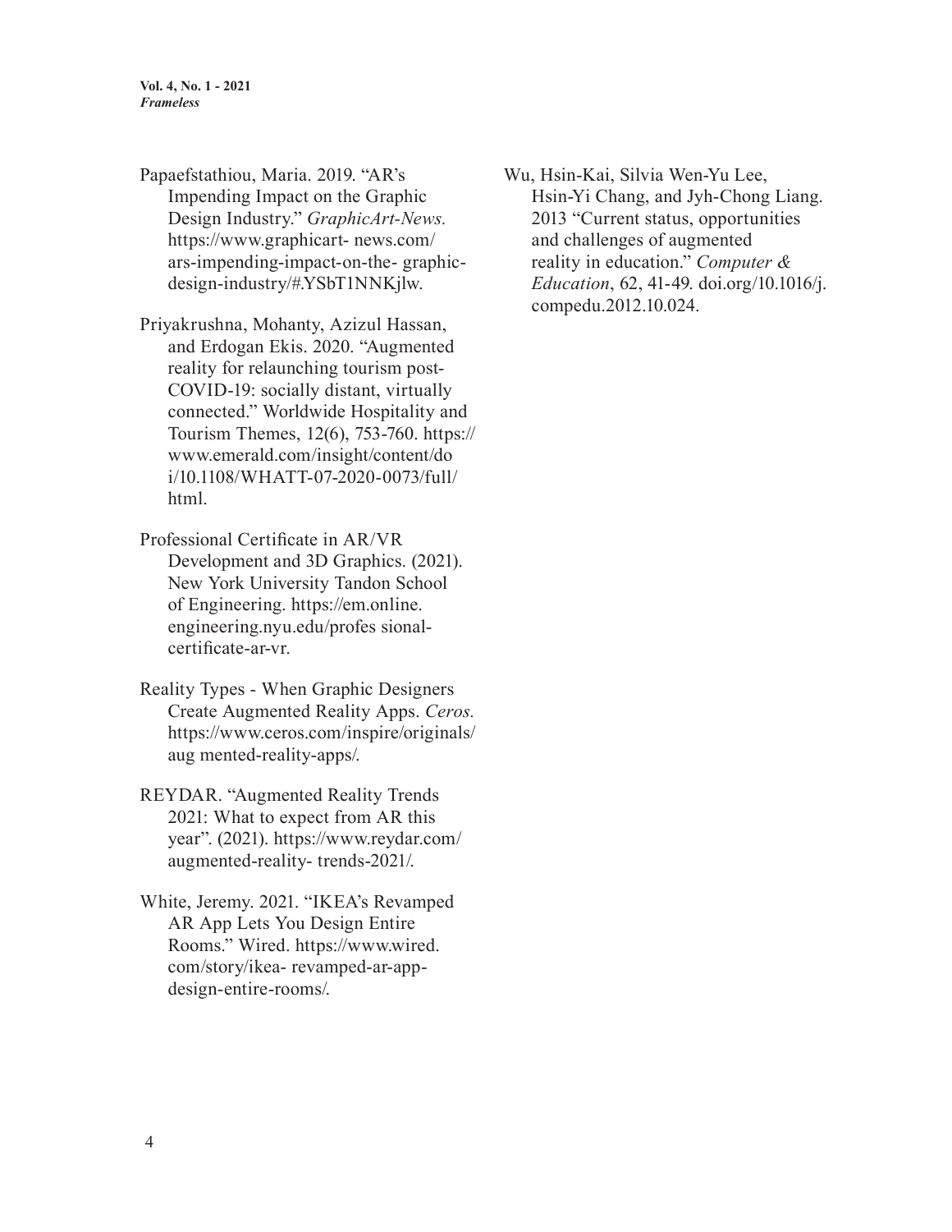Papaefstathiou, Maria. 2019. "AR's Impending Impact on the Graphic Design Industry." *GraphicArt-News.* https://www.graphicart- news.com/ars-impending-impact-on-the- graphic-design-industry/#.YSbT1NNKjlw.

Priyakrushna, Mohanty, Azizul Hassan, and Erdogan Ekis. 2020. "Augmented reality for relaunching tourism post-COVID-19: socially distant, virtually connected." Worldwide Hospitality and Tourism Themes, 12(6), 753-760. https://www.emerald.com/insight/content/doi/10.1108/WHATT-07-2020-0073/full/html.

Professional Certificate in AR/VR Development and 3D Graphics. (2021). New York University Tandon School of Engineering. https://em.online.engineering.nyu.edu/profes sional-certificate-ar-vr.

Reality Types - When Graphic Designers Create Augmented Reality Apps. *Ceros.* https://www.ceros.com/inspire/originals/aug mented-reality-apps/.

REYDAR. "Augmented Reality Trends 2021: What to expect from AR this year". (2021). https://www.reydar.com/augmented-reality- trends-2021/.

White, Jeremy. 2021. "IKEA's Revamped AR App Lets You Design Entire Rooms." Wired. https://www.wired.com/story/ikea- revamped-ar-app-design-entire-rooms/.

Wu, Hsin-Kai, Silvia Wen-Yu Lee, Hsin-Yi Chang, and Jyh-Chong Liang. 2013 "Current status, opportunities and challenges of augmented reality in education." *Computer & Education*, 62, 41-49. doi.org/10.1016/j.compedu.2012.10.024.